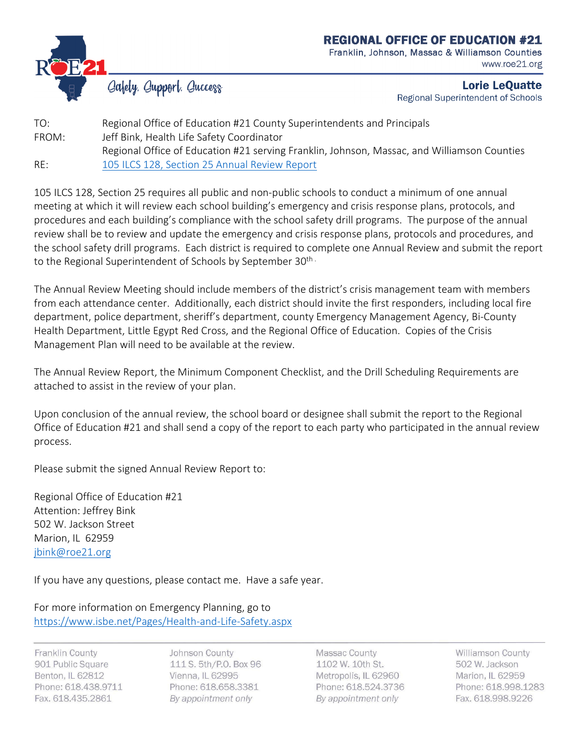# REGIONAL OFFICE OF EDUCATION #21

Franklin, Johnson, Massac & Williamson Counties
www.roe21.org

*Safety. Support. Success*

**Lorie LeQuatte**
Regional Superintendent of Schools

TO: Regional Office of Education #21 County Superintendents and Principals
FROM: Jeff Bink, Health Life Safety Coordinator
Regional Office of Education #21 serving Franklin, Johnson, Massac, and Williamson Counties
RE: [105 ILCS 128, Section 25 Annual Review Report]()

105 ILCS 128, Section 25 requires all public and non-public schools to conduct a minimum of one annual meeting at which it will review each school building's emergency and crisis response plans, protocols, and procedures and each building's compliance with the school safety drill programs. The purpose of the annual review shall be to review and update the emergency and crisis response plans, protocols and procedures, and the school safety drill programs. Each district is required to complete one Annual Review and submit the report to the Regional Superintendent of Schools by September 30th.

The Annual Review Meeting should include members of the district's crisis management team with members from each attendance center. Additionally, each district should invite the first responders, including local fire department, police department, sheriff's department, county Emergency Management Agency, Bi-County Health Department, Little Egypt Red Cross, and the Regional Office of Education. Copies of the Crisis Management Plan will need to be available at the review.

The Annual Review Report, the Minimum Component Checklist, and the Drill Scheduling Requirements are attached to assist in the review of your plan.

Upon conclusion of the annual review, the school board or designee shall submit the report to the Regional Office of Education #21 and shall send a copy of the report to each party who participated in the annual review process.

Please submit the signed Annual Review Report to:

Regional Office of Education #21
Attention: Jeffrey Bink
502 W. Jackson Street
Marion, IL 62959
jbink@roe21.org

If you have any questions, please contact me. Have a safe year.

For more information on Emergency Planning, go to
https://www.isbe.net/Pages/Health-and-Life-Safety.aspx

| Franklin County | Johnson County | Massac County | Williamson County |
| --- | --- | --- | --- |
| 901 Public Square | 111 S. 5th/P.O. Box 96 | 1102 W. 10th St. | 502 W. Jackson |
| Benton, IL 62812 | Vienna, IL 62995 | Metropolis, IL 62960 | Marion, IL 62959 |
| Phone: 618.438.9711 | Phone: 618.658.3381 | Phone: 618.524.3736 | Phone: 618.998.1283 |
| Fax. 618.435.2861 | *By appointment only* | *By appointment only* | Fax. 618.998.9226 |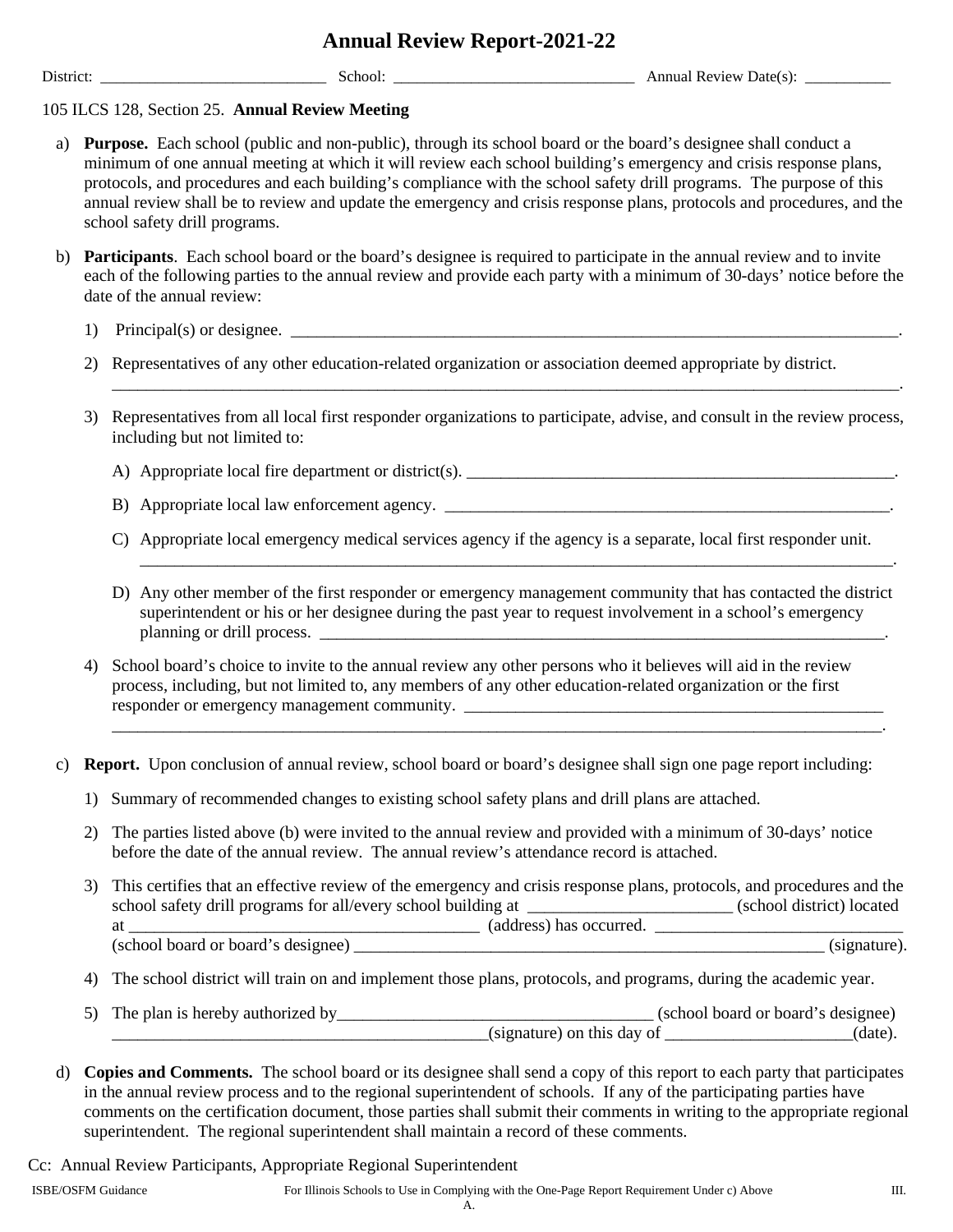# Annual Review Report-2021-22

District: ____________________________ School: _______________________________ Annual Review Date(s): ___________

105 ILCS 128, Section 25. **Annual Review Meeting**

a) **Purpose.** Each school (public and non-public), through its school board or the board's designee shall conduct a minimum of one annual meeting at which it will review each school building's emergency and crisis response plans, protocols, and procedures and each building's compliance with the school safety drill programs. The purpose of this annual review shall be to review and update the emergency and crisis response plans, protocols and procedures, and the school safety drill programs.

b) **Participants**. Each school board or the board's designee is required to participate in the annual review and to invite each of the following parties to the annual review and provide each party with a minimum of 30-days' notice before the date of the annual review:

1) Principal(s) or designee. ______________________________________________________________________________.

2) Representatives of any other education-related organization or association deemed appropriate by district. ______________________________________________________________________________.

3) Representatives from all local first responder organizations to participate, advise, and consult in the review process, including but not limited to:

A) Appropriate local fire department or district(s). _____________________________________________________.

B) Appropriate local law enforcement agency. _______________________________________________________.

C) Appropriate local emergency medical services agency if the agency is a separate, local first responder unit. ______________________________________________________________________________.

D) Any other member of the first responder or emergency management community that has contacted the district superintendent or his or her designee during the past year to request involvement in a school's emergency planning or drill process. ____________________________________________________________________.

4) School board's choice to invite to the annual review any other persons who it believes will aid in the review process, including, but not limited to, any members of any other education-related organization or the first responder or emergency management community. ___________________________________________________ ______________________________________________________________________________.

c) **Report.** Upon conclusion of annual review, school board or board's designee shall sign one page report including:

1) Summary of recommended changes to existing school safety plans and drill plans are attached.

2) The parties listed above (b) were invited to the annual review and provided with a minimum of 30-days' notice before the date of the annual review. The annual review's attendance record is attached.

3) This certifies that an effective review of the emergency and crisis response plans, protocols, and procedures and the school safety drill programs for all/every school building at ________________________ (school district) located at __________________________________________ (address) has occurred. _____________________________ (school board or board's designee) __________________________________________________________ (signature).

4) The school district will train on and implement those plans, protocols, and programs, during the academic year.

5) The plan is hereby authorized by____________________________________ (school board or board's designee) ____________________________________________(signature) on this day of ______________________(date).

d) **Copies and Comments.** The school board or its designee shall send a copy of this report to each party that participates in the annual review process and to the regional superintendent of schools. If any of the participating parties have comments on the certification document, those parties shall submit their comments in writing to the appropriate regional superintendent. The regional superintendent shall maintain a record of these comments.

Cc: Annual Review Participants, Appropriate Regional Superintendent

ISBE/OSFM Guidance — For Illinois Schools to Use in Complying with the One-Page Report Requirement Under c) Above — III. A.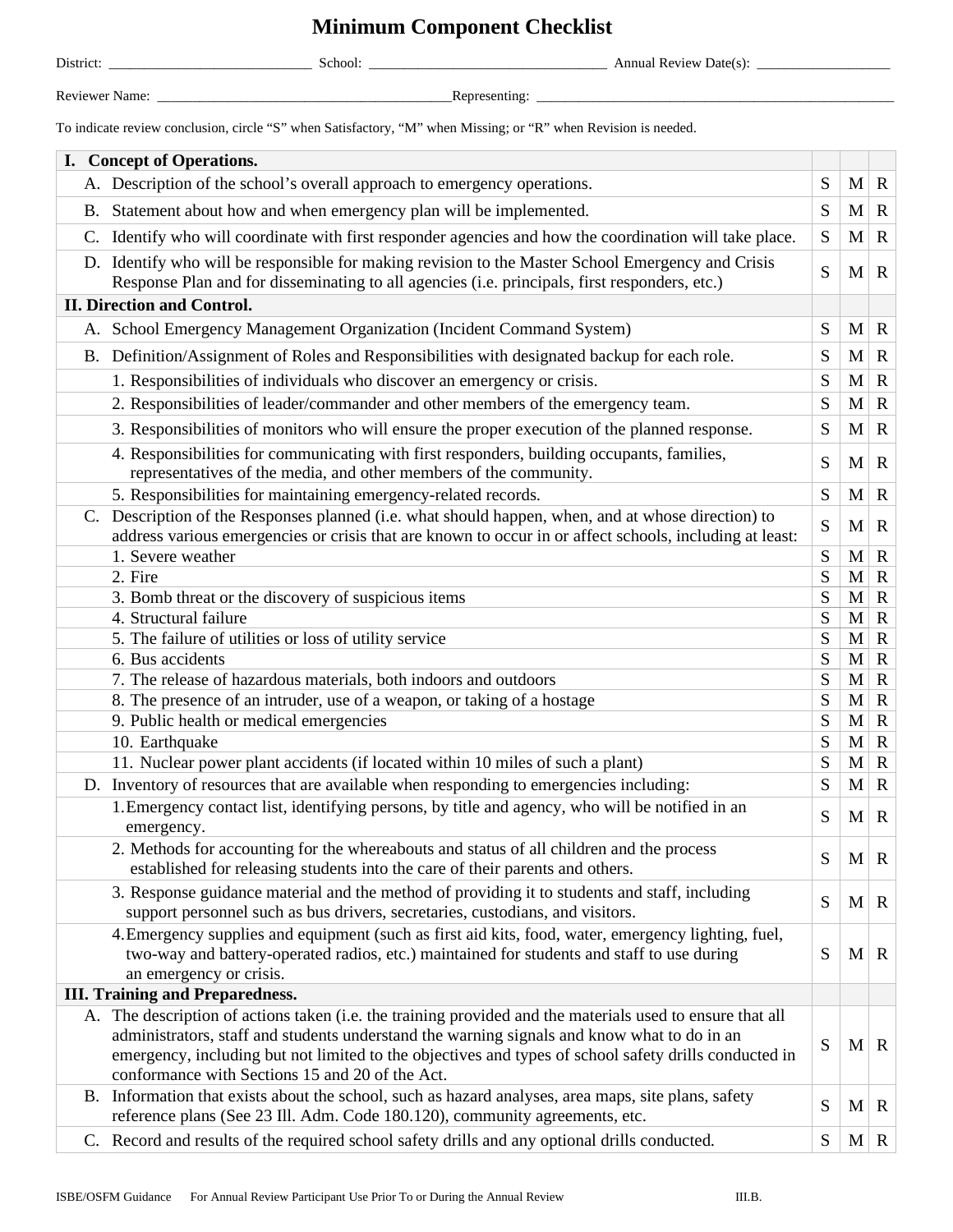# Minimum Component Checklist

District: ____________________________ School: _________________________________ Annual Review Date(s): ___________________

Reviewer Name: _________________________________________Representing: ___________________________________________________

To indicate review conclusion, circle "S" when Satisfactory, "M" when Missing; or "R" when Revision is needed.

| | | | |
|---|---|---|---|
| **I. Concept of Operations.** | | | |
| A. Description of the school's overall approach to emergency operations. | S | M | R |
| B. Statement about how and when emergency plan will be implemented. | S | M | R |
| C. Identify who will coordinate with first responder agencies and how the coordination will take place. | S | M | R |
| D. Identify who will be responsible for making revision to the Master School Emergency and Crisis Response Plan and for disseminating to all agencies (i.e. principals, first responders, etc.) | S | M | R |
| **II. Direction and Control.** | | | |
| A. School Emergency Management Organization (Incident Command System) | S | M | R |
| B. Definition/Assignment of Roles and Responsibilities with designated backup for each role. | S | M | R |
| 1. Responsibilities of individuals who discover an emergency or crisis. | S | M | R |
| 2. Responsibilities of leader/commander and other members of the emergency team. | S | M | R |
| 3. Responsibilities of monitors who will ensure the proper execution of the planned response. | S | M | R |
| 4. Responsibilities for communicating with first responders, building occupants, families, representatives of the media, and other members of the community. | S | M | R |
| 5. Responsibilities for maintaining emergency-related records. | S | M | R |
| C. Description of the Responses planned (i.e. what should happen, when, and at whose direction) to address various emergencies or crisis that are known to occur in or affect schools, including at least: | S | M | R |
| 1. Severe weather | S | M | R |
| 2. Fire | S | M | R |
| 3. Bomb threat or the discovery of suspicious items | S | M | R |
| 4. Structural failure | S | M | R |
| 5. The failure of utilities or loss of utility service | S | M | R |
| 6. Bus accidents | S | M | R |
| 7. The release of hazardous materials, both indoors and outdoors | S | M | R |
| 8. The presence of an intruder, use of a weapon, or taking of a hostage | S | M | R |
| 9. Public health or medical emergencies | S | M | R |
| 10. Earthquake | S | M | R |
| 11. Nuclear power plant accidents (if located within 10 miles of such a plant) | S | M | R |
| D. Inventory of resources that are available when responding to emergencies including: | S | M | R |
| 1. Emergency contact list, identifying persons, by title and agency, who will be notified in an emergency. | S | M | R |
| 2. Methods for accounting for the whereabouts and status of all children and the process established for releasing students into the care of their parents and others. | S | M | R |
| 3. Response guidance material and the method of providing it to students and staff, including support personnel such as bus drivers, secretaries, custodians, and visitors. | S | M | R |
| 4. Emergency supplies and equipment (such as first aid kits, food, water, emergency lighting, fuel, two-way and battery-operated radios, etc.) maintained for students and staff to use during an emergency or crisis. | S | M | R |
| **III. Training and Preparedness.** | | | |
| A. The description of actions taken (i.e. the training provided and the materials used to ensure that all administrators, staff and students understand the warning signals and know what to do in an emergency, including but not limited to the objectives and types of school safety drills conducted in conformance with Sections 15 and 20 of the Act. | S | M | R |
| B. Information that exists about the school, such as hazard analyses, area maps, site plans, safety reference plans (See 23 Ill. Adm. Code 180.120), community agreements, etc. | S | M | R |
| C. Record and results of the required school safety drills and any optional drills conducted. | S | M | R |

ISBE/OSFM Guidance For Annual Review Participant Use Prior To or During the Annual Review III.B.